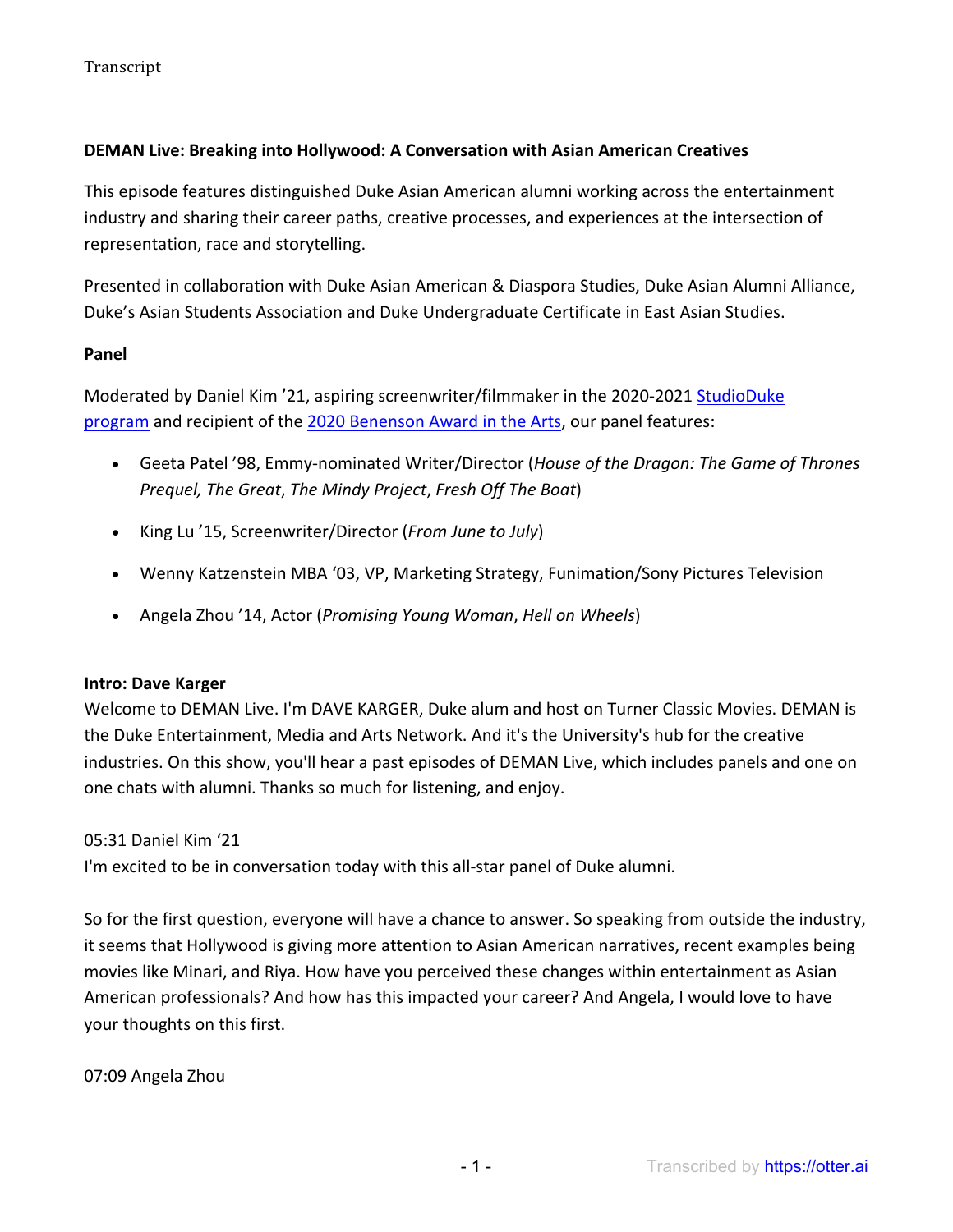Transcript

**DEMAN Live: Breaking into Hollywood: A Conversation with Asian American Creatives**

This episode features distinguished Duke Asian American alumni working across the entertainment industry and sharing their career paths, creative processes, and experiences at the intersection of representation, race and storytelling.

Presented in collaboration with Duke Asian American & Diaspora Studies, Duke Asian Alumni Alliance, Duke's Asian Students Association and Duke Undergraduate Certificate in East Asian Studies.

**Panel**

Moderated by Daniel Kim '21, aspiring screenwriter/filmmaker in the 2020-2021 StudioDuke program and recipient of the 2020 Benenson Award in the Arts, our panel features:

- Geeta Patel '98, Emmy-nominated Writer/Director (*House of the Dragon: The Game of Thrones Prequel, The Great*, *The Mindy Project*, *Fresh Off The Boat*)
- King Lu '15, Screenwriter/Director (*From June to July*)
- Wenny Katzenstein MBA '03, VP, Marketing Strategy, Funimation/Sony Pictures Television
- Angela Zhou '14, Actor (*Promising Young Woman*, *Hell on Wheels*)

**Intro: Dave Karger**

Welcome to DEMAN Live. I'm DAVE KARGER, Duke alum and host on Turner Classic Movies. DEMAN is the Duke Entertainment, Media and Arts Network. And it's the University's hub for the creative industries. On this show, you'll hear a past episodes of DEMAN Live, which includes panels and one on one chats with alumni. Thanks so much for listening, and enjoy.

05:31 Daniel Kim '21

I'm excited to be in conversation today with this all-star panel of Duke alumni.

So for the first question, everyone will have a chance to answer. So speaking from outside the industry, it seems that Hollywood is giving more attention to Asian American narratives, recent examples being movies like Minari, and Riya. How have you perceived these changes within entertainment as Asian American professionals? And how has this impacted your career? And Angela, I would love to have your thoughts on this first.

07:09 Angela Zhou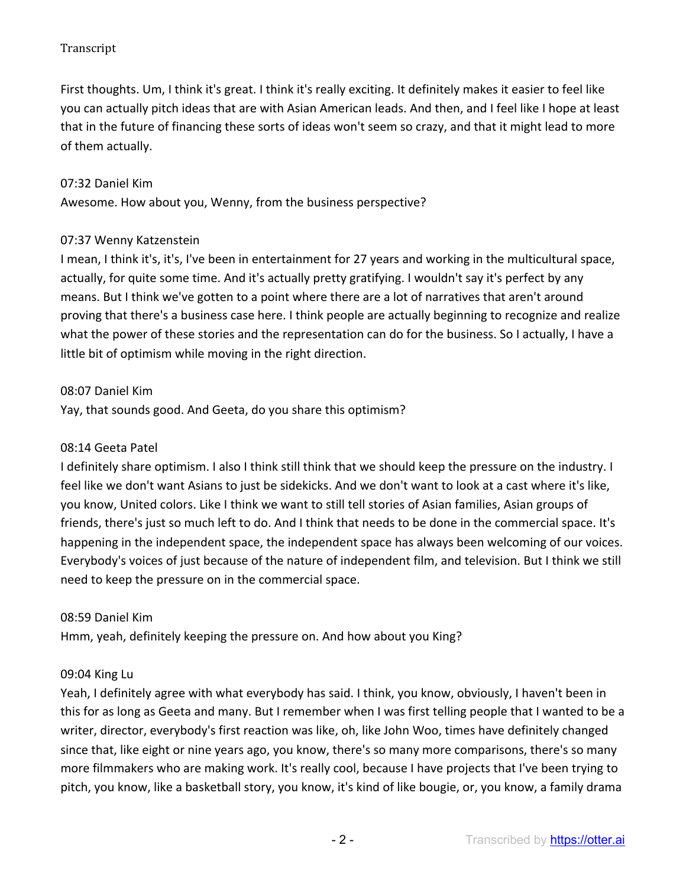First thoughts. Um, I think it's great. I think it's really exciting. It definitely makes it easier to feel like you can actually pitch ideas that are with Asian American leads. And then, and I feel like I hope at least that in the future of financing these sorts of ideas won't seem so crazy, and that it might lead to more of them actually.

07:32 Daniel Kim
Awesome. How about you, Wenny, from the business perspective?

07:37 Wenny Katzenstein
I mean, I think it's, it's, I've been in entertainment for 27 years and working in the multicultural space, actually, for quite some time. And it's actually pretty gratifying. I wouldn't say it's perfect by any means. But I think we've gotten to a point where there are a lot of narratives that aren't around proving that there's a business case here. I think people are actually beginning to recognize and realize what the power of these stories and the representation can do for the business. So I actually, I have a little bit of optimism while moving in the right direction.

08:07 Daniel Kim
Yay, that sounds good. And Geeta, do you share this optimism?

08:14 Geeta Patel
I definitely share optimism. I also I think still think that we should keep the pressure on the industry. I feel like we don't want Asians to just be sidekicks. And we don't want to look at a cast where it's like, you know, United colors. Like I think we want to still tell stories of Asian families, Asian groups of friends, there's just so much left to do. And I think that needs to be done in the commercial space. It's happening in the independent space, the independent space has always been welcoming of our voices. Everybody's voices of just because of the nature of independent film, and television. But I think we still need to keep the pressure on in the commercial space.

08:59 Daniel Kim
Hmm, yeah, definitely keeping the pressure on. And how about you King?

09:04 King Lu
Yeah, I definitely agree with what everybody has said. I think, you know, obviously, I haven't been in this for as long as Geeta and many. But I remember when I was first telling people that I wanted to be a writer, director, everybody's first reaction was like, oh, like John Woo, times have definitely changed since that, like eight or nine years ago, you know, there's so many more comparisons, there's so many more filmmakers who are making work. It's really cool, because I have projects that I've been trying to pitch, you know, like a basketball story, you know, it's kind of like bougie, or, you know, a family drama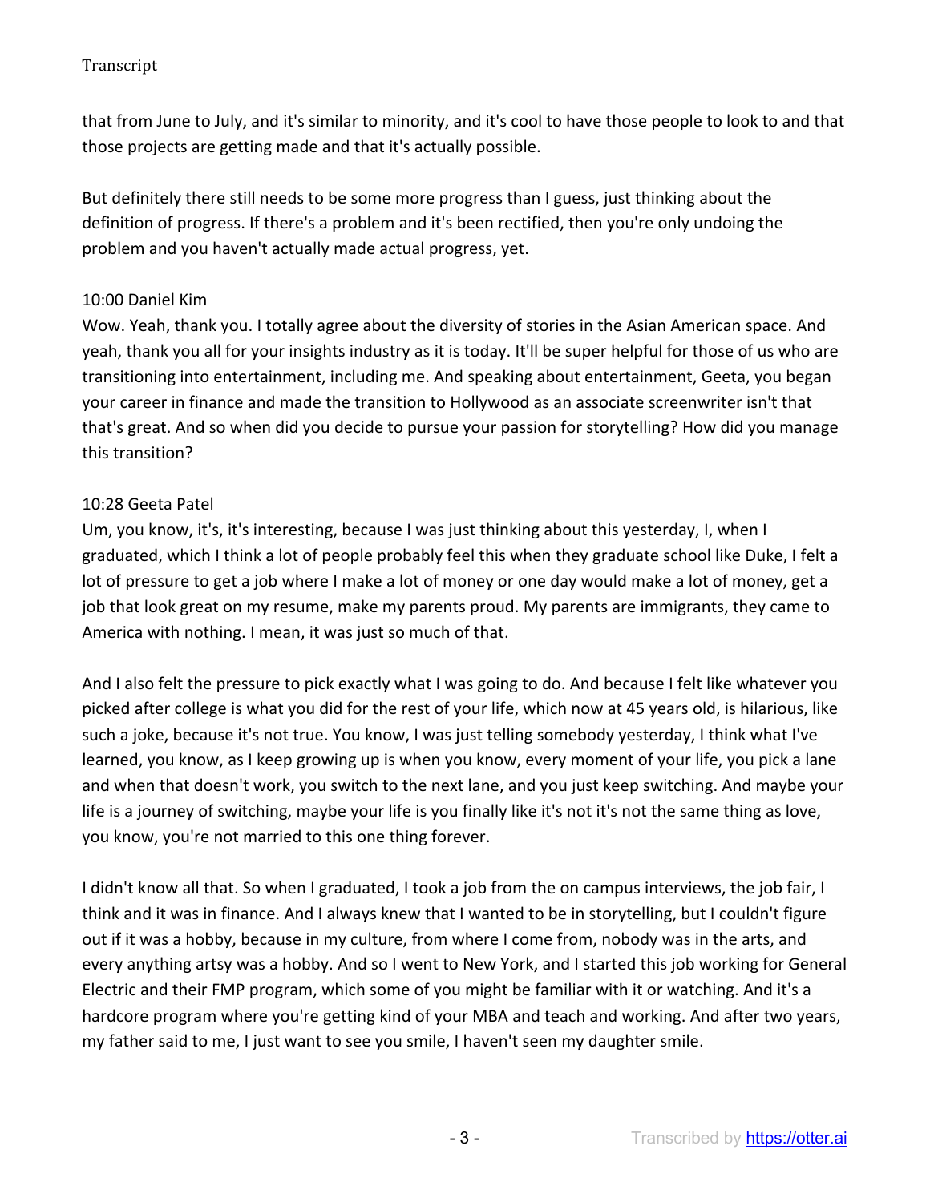that from June to July, and it's similar to minority, and it's cool to have those people to look to and that those projects are getting made and that it's actually possible.

But definitely there still needs to be some more progress than I guess, just thinking about the definition of progress. If there's a problem and it's been rectified, then you're only undoing the problem and you haven't actually made actual progress, yet.

10:00 Daniel Kim
Wow. Yeah, thank you. I totally agree about the diversity of stories in the Asian American space. And yeah, thank you all for your insights industry as it is today. It'll be super helpful for those of us who are transitioning into entertainment, including me. And speaking about entertainment, Geeta, you began your career in finance and made the transition to Hollywood as an associate screenwriter isn't that that's great. And so when did you decide to pursue your passion for storytelling? How did you manage this transition?

10:28 Geeta Patel
Um, you know, it's, it's interesting, because I was just thinking about this yesterday, I, when I graduated, which I think a lot of people probably feel this when they graduate school like Duke, I felt a lot of pressure to get a job where I make a lot of money or one day would make a lot of money, get a job that look great on my resume, make my parents proud. My parents are immigrants, they came to America with nothing. I mean, it was just so much of that.

And I also felt the pressure to pick exactly what I was going to do. And because I felt like whatever you picked after college is what you did for the rest of your life, which now at 45 years old, is hilarious, like such a joke, because it's not true. You know, I was just telling somebody yesterday, I think what I've learned, you know, as I keep growing up is when you know, every moment of your life, you pick a lane and when that doesn't work, you switch to the next lane, and you just keep switching. And maybe your life is a journey of switching, maybe your life is you finally like it's not it's not the same thing as love, you know, you're not married to this one thing forever.

I didn't know all that. So when I graduated, I took a job from the on campus interviews, the job fair, I think and it was in finance. And I always knew that I wanted to be in storytelling, but I couldn't figure out if it was a hobby, because in my culture, from where I come from, nobody was in the arts, and every anything artsy was a hobby. And so I went to New York, and I started this job working for General Electric and their FMP program, which some of you might be familiar with it or watching. And it's a hardcore program where you're getting kind of your MBA and teach and working. And after two years, my father said to me, I just want to see you smile, I haven't seen my daughter smile.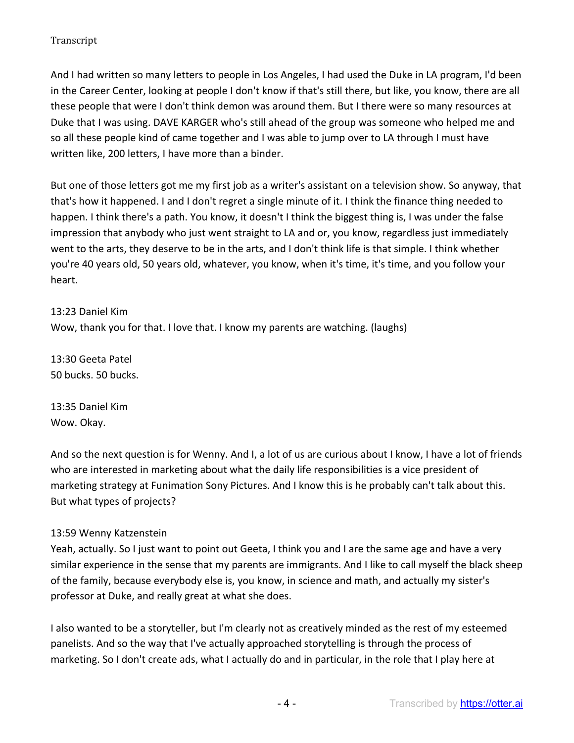And I had written so many letters to people in Los Angeles, I had used the Duke in LA program, I'd been in the Career Center, looking at people I don't know if that's still there, but like, you know, there are all these people that were I don't think demon was around them. But I there were so many resources at Duke that I was using. DAVE KARGER who's still ahead of the group was someone who helped me and so all these people kind of came together and I was able to jump over to LA through I must have written like, 200 letters, I have more than a binder.

But one of those letters got me my first job as a writer's assistant on a television show. So anyway, that that's how it happened. I and I don't regret a single minute of it. I think the finance thing needed to happen. I think there's a path. You know, it doesn't I think the biggest thing is, I was under the false impression that anybody who just went straight to LA and or, you know, regardless just immediately went to the arts, they deserve to be in the arts, and I don't think life is that simple. I think whether you're 40 years old, 50 years old, whatever, you know, when it's time, it's time, and you follow your heart.

13:23 Daniel Kim
Wow, thank you for that. I love that. I know my parents are watching. (laughs)

13:30 Geeta Patel
50 bucks. 50 bucks.

13:35 Daniel Kim
Wow. Okay.

And so the next question is for Wenny. And I, a lot of us are curious about I know, I have a lot of friends who are interested in marketing about what the daily life responsibilities is a vice president of marketing strategy at Funimation Sony Pictures. And I know this is he probably can't talk about this. But what types of projects?

13:59 Wenny Katzenstein
Yeah, actually. So I just want to point out Geeta, I think you and I are the same age and have a very similar experience in the sense that my parents are immigrants. And I like to call myself the black sheep of the family, because everybody else is, you know, in science and math, and actually my sister's professor at Duke, and really great at what she does.

I also wanted to be a storyteller, but I'm clearly not as creatively minded as the rest of my esteemed panelists. And so the way that I've actually approached storytelling is through the process of marketing. So I don't create ads, what I actually do and in particular, in the role that I play here at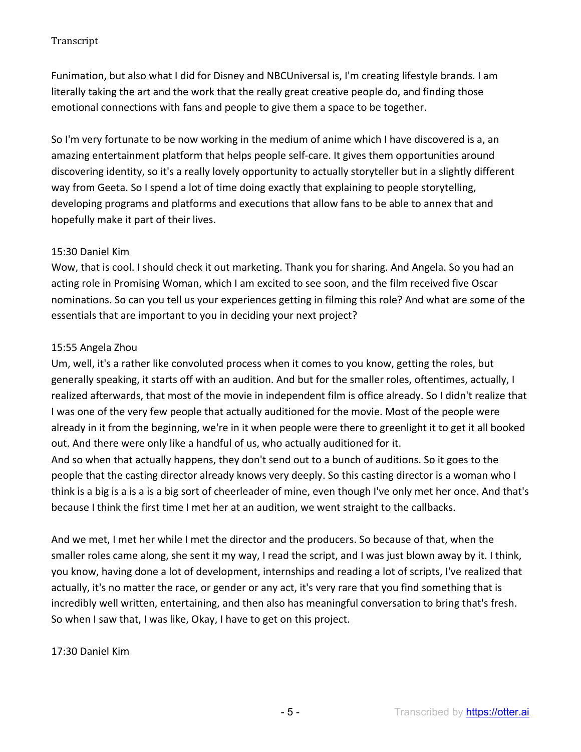Funimation, but also what I did for Disney and NBCUniversal is, I'm creating lifestyle brands. I am literally taking the art and the work that the really great creative people do, and finding those emotional connections with fans and people to give them a space to be together.

So I'm very fortunate to be now working in the medium of anime which I have discovered is a, an amazing entertainment platform that helps people self-care. It gives them opportunities around discovering identity, so it's a really lovely opportunity to actually storyteller but in a slightly different way from Geeta. So I spend a lot of time doing exactly that explaining to people storytelling, developing programs and platforms and executions that allow fans to be able to annex that and hopefully make it part of their lives.

15:30 Daniel Kim
Wow, that is cool. I should check it out marketing. Thank you for sharing. And Angela. So you had an acting role in Promising Woman, which I am excited to see soon, and the film received five Oscar nominations. So can you tell us your experiences getting in filming this role? And what are some of the essentials that are important to you in deciding your next project?

15:55 Angela Zhou
Um, well, it's a rather like convoluted process when it comes to you know, getting the roles, but generally speaking, it starts off with an audition. And but for the smaller roles, oftentimes, actually, I realized afterwards, that most of the movie in independent film is office already. So I didn't realize that I was one of the very few people that actually auditioned for the movie. Most of the people were already in it from the beginning, we're in it when people were there to greenlight it to get it all booked out. And there were only like a handful of us, who actually auditioned for it.
And so when that actually happens, they don't send out to a bunch of auditions. So it goes to the people that the casting director already knows very deeply. So this casting director is a woman who I think is a big is a is a is a big sort of cheerleader of mine, even though I've only met her once. And that's because I think the first time I met her at an audition, we went straight to the callbacks.

And we met, I met her while I met the director and the producers. So because of that, when the smaller roles came along, she sent it my way, I read the script, and I was just blown away by it. I think, you know, having done a lot of development, internships and reading a lot of scripts, I've realized that actually, it's no matter the race, or gender or any act, it's very rare that you find something that is incredibly well written, entertaining, and then also has meaningful conversation to bring that's fresh. So when I saw that, I was like, Okay, I have to get on this project.

17:30 Daniel Kim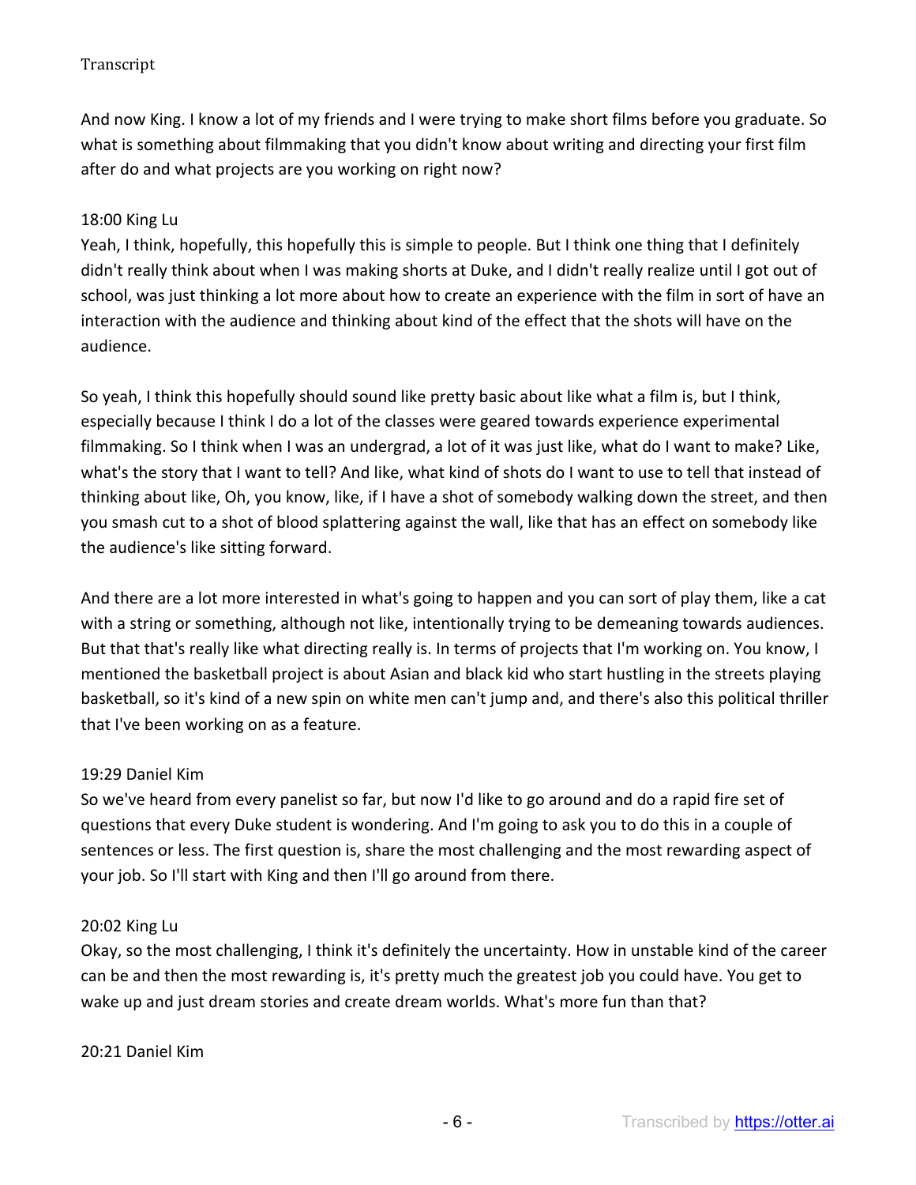And now King. I know a lot of my friends and I were trying to make short films before you graduate. So what is something about filmmaking that you didn't know about writing and directing your first film after do and what projects are you working on right now?

18:00 King Lu

Yeah, I think, hopefully, this hopefully this is simple to people. But I think one thing that I definitely didn't really think about when I was making shorts at Duke, and I didn't really realize until I got out of school, was just thinking a lot more about how to create an experience with the film in sort of have an interaction with the audience and thinking about kind of the effect that the shots will have on the audience.

So yeah, I think this hopefully should sound like pretty basic about like what a film is, but I think, especially because I think I do a lot of the classes were geared towards experience experimental filmmaking. So I think when I was an undergrad, a lot of it was just like, what do I want to make? Like, what's the story that I want to tell? And like, what kind of shots do I want to use to tell that instead of thinking about like, Oh, you know, like, if I have a shot of somebody walking down the street, and then you smash cut to a shot of blood splattering against the wall, like that has an effect on somebody like the audience's like sitting forward.

And there are a lot more interested in what's going to happen and you can sort of play them, like a cat with a string or something, although not like, intentionally trying to be demeaning towards audiences. But that that's really like what directing really is. In terms of projects that I'm working on. You know, I mentioned the basketball project is about Asian and black kid who start hustling in the streets playing basketball, so it's kind of a new spin on white men can't jump and, and there's also this political thriller that I've been working on as a feature.

19:29 Daniel Kim

So we've heard from every panelist so far, but now I'd like to go around and do a rapid fire set of questions that every Duke student is wondering. And I'm going to ask you to do this in a couple of sentences or less. The first question is, share the most challenging and the most rewarding aspect of your job. So I'll start with King and then I'll go around from there.

20:02 King Lu

Okay, so the most challenging, I think it's definitely the uncertainty. How in unstable kind of the career can be and then the most rewarding is, it's pretty much the greatest job you could have. You get to wake up and just dream stories and create dream worlds. What's more fun than that?

20:21 Daniel Kim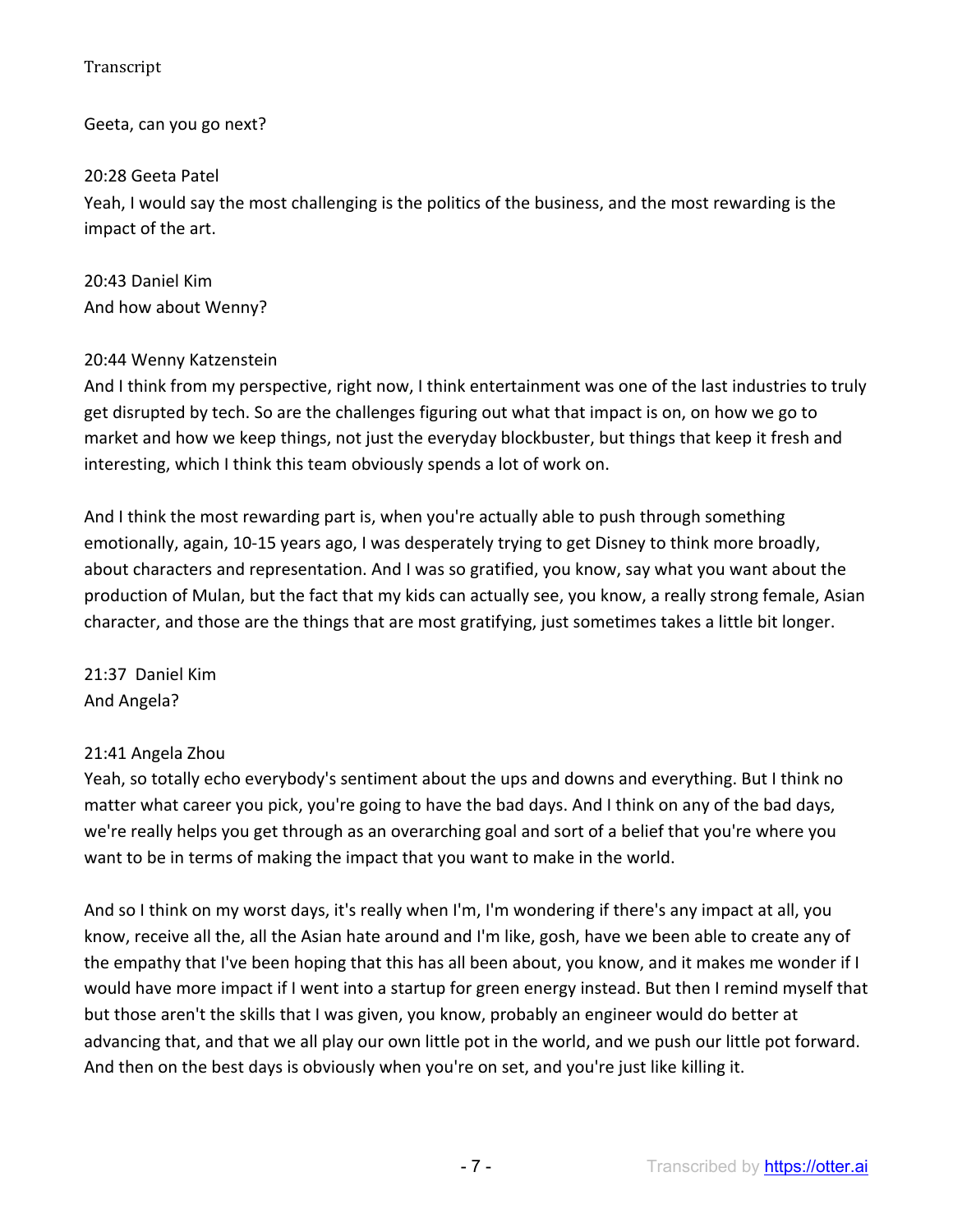Geeta, can you go next?

20:28 Geeta Patel
Yeah, I would say the most challenging is the politics of the business, and the most rewarding is the impact of the art.

20:43 Daniel Kim
And how about Wenny?

20:44 Wenny Katzenstein
And I think from my perspective, right now, I think entertainment was one of the last industries to truly get disrupted by tech. So are the challenges figuring out what that impact is on, on how we go to market and how we keep things, not just the everyday blockbuster, but things that keep it fresh and interesting, which I think this team obviously spends a lot of work on.

And I think the most rewarding part is, when you're actually able to push through something emotionally, again, 10-15 years ago, I was desperately trying to get Disney to think more broadly, about characters and representation. And I was so gratified, you know, say what you want about the production of Mulan, but the fact that my kids can actually see, you know, a really strong female, Asian character, and those are the things that are most gratifying, just sometimes takes a little bit longer.

21:37 Daniel Kim
And Angela?

21:41 Angela Zhou
Yeah, so totally echo everybody's sentiment about the ups and downs and everything. But I think no matter what career you pick, you're going to have the bad days. And I think on any of the bad days, we're really helps you get through as an overarching goal and sort of a belief that you're where you want to be in terms of making the impact that you want to make in the world.

And so I think on my worst days, it's really when I'm, I'm wondering if there's any impact at all, you know, receive all the, all the Asian hate around and I'm like, gosh, have we been able to create any of the empathy that I've been hoping that this has all been about, you know, and it makes me wonder if I would have more impact if I went into a startup for green energy instead. But then I remind myself that but those aren't the skills that I was given, you know, probably an engineer would do better at advancing that, and that we all play our own little pot in the world, and we push our little pot forward. And then on the best days is obviously when you're on set, and you're just like killing it.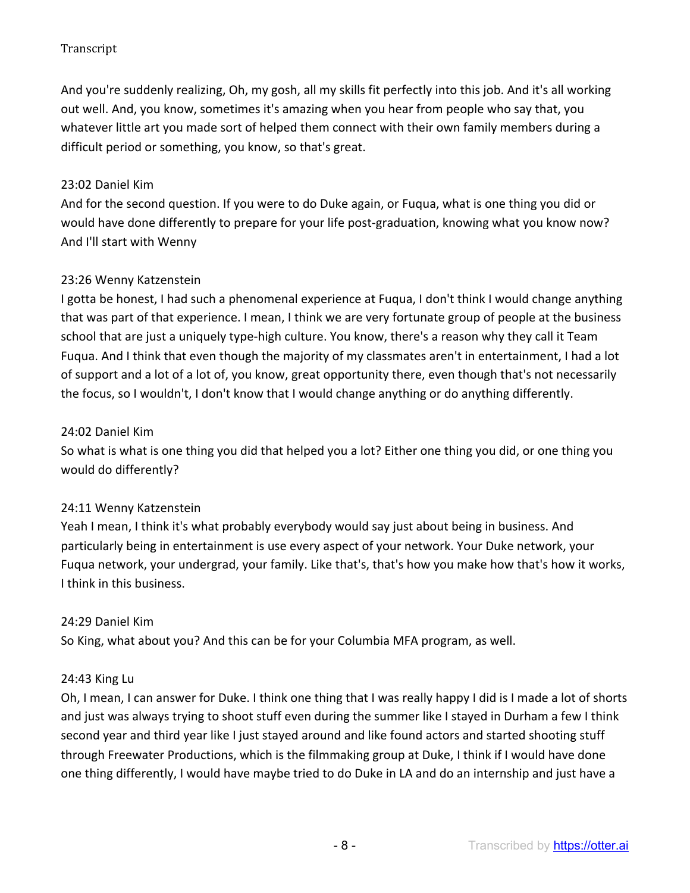And you're suddenly realizing, Oh, my gosh, all my skills fit perfectly into this job. And it's all working out well. And, you know, sometimes it's amazing when you hear from people who say that, you whatever little art you made sort of helped them connect with their own family members during a difficult period or something, you know, so that's great.

23:02 Daniel Kim
And for the second question. If you were to do Duke again, or Fuqua, what is one thing you did or would have done differently to prepare for your life post-graduation, knowing what you know now? And I'll start with Wenny

23:26 Wenny Katzenstein
I gotta be honest, I had such a phenomenal experience at Fuqua, I don't think I would change anything that was part of that experience. I mean, I think we are very fortunate group of people at the business school that are just a uniquely type-high culture. You know, there's a reason why they call it Team Fuqua. And I think that even though the majority of my classmates aren't in entertainment, I had a lot of support and a lot of a lot of, you know, great opportunity there, even though that's not necessarily the focus, so I wouldn't, I don't know that I would change anything or do anything differently.

24:02 Daniel Kim
So what is what is one thing you did that helped you a lot? Either one thing you did, or one thing you would do differently?

24:11 Wenny Katzenstein
Yeah I mean, I think it's what probably everybody would say just about being in business. And particularly being in entertainment is use every aspect of your network. Your Duke network, your Fuqua network, your undergrad, your family. Like that's, that's how you make how that's how it works, I think in this business.

24:29 Daniel Kim
So King, what about you? And this can be for your Columbia MFA program, as well.

24:43 King Lu
Oh, I mean, I can answer for Duke. I think one thing that I was really happy I did is I made a lot of shorts and just was always trying to shoot stuff even during the summer like I stayed in Durham a few I think second year and third year like I just stayed around and like found actors and started shooting stuff through Freewater Productions, which is the filmmaking group at Duke, I think if I would have done one thing differently, I would have maybe tried to do Duke in LA and do an internship and just have a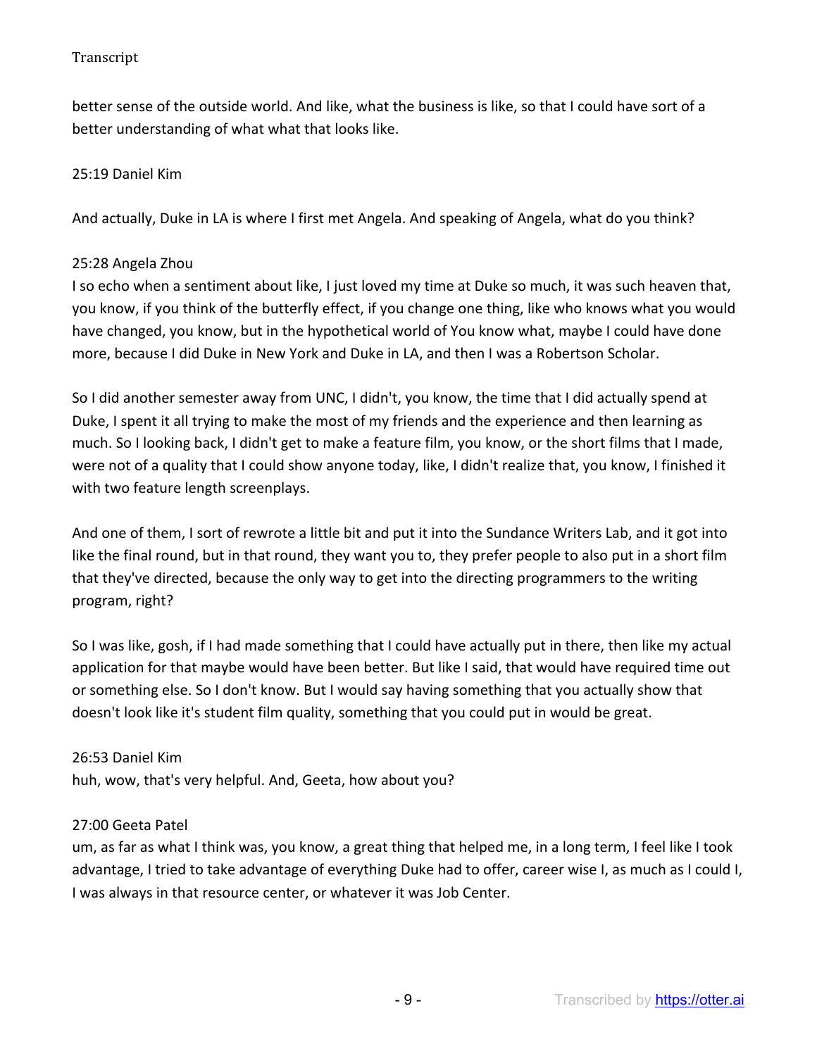better sense of the outside world. And like, what the business is like, so that I could have sort of a better understanding of what what that looks like.

25:19 Daniel Kim

And actually, Duke in LA is where I first met Angela. And speaking of Angela, what do you think?

25:28 Angela Zhou
I so echo when a sentiment about like, I just loved my time at Duke so much, it was such heaven that, you know, if you think of the butterfly effect, if you change one thing, like who knows what you would have changed, you know, but in the hypothetical world of You know what, maybe I could have done more, because I did Duke in New York and Duke in LA, and then I was a Robertson Scholar.

So I did another semester away from UNC, I didn't, you know, the time that I did actually spend at Duke, I spent it all trying to make the most of my friends and the experience and then learning as much. So I looking back, I didn't get to make a feature film, you know, or the short films that I made, were not of a quality that I could show anyone today, like, I didn't realize that, you know, I finished it with two feature length screenplays.

And one of them, I sort of rewrote a little bit and put it into the Sundance Writers Lab, and it got into like the final round, but in that round, they want you to, they prefer people to also put in a short film that they've directed, because the only way to get into the directing programmers to the writing program, right?

So I was like, gosh, if I had made something that I could have actually put in there, then like my actual application for that maybe would have been better. But like I said, that would have required time out or something else. So I don't know. But I would say having something that you actually show that doesn't look like it's student film quality, something that you could put in would be great.

26:53 Daniel Kim
huh, wow, that's very helpful. And, Geeta, how about you?

27:00 Geeta Patel
um, as far as what I think was, you know, a great thing that helped me, in a long term, I feel like I took advantage, I tried to take advantage of everything Duke had to offer, career wise I, as much as I could I, I was always in that resource center, or whatever it was Job Center.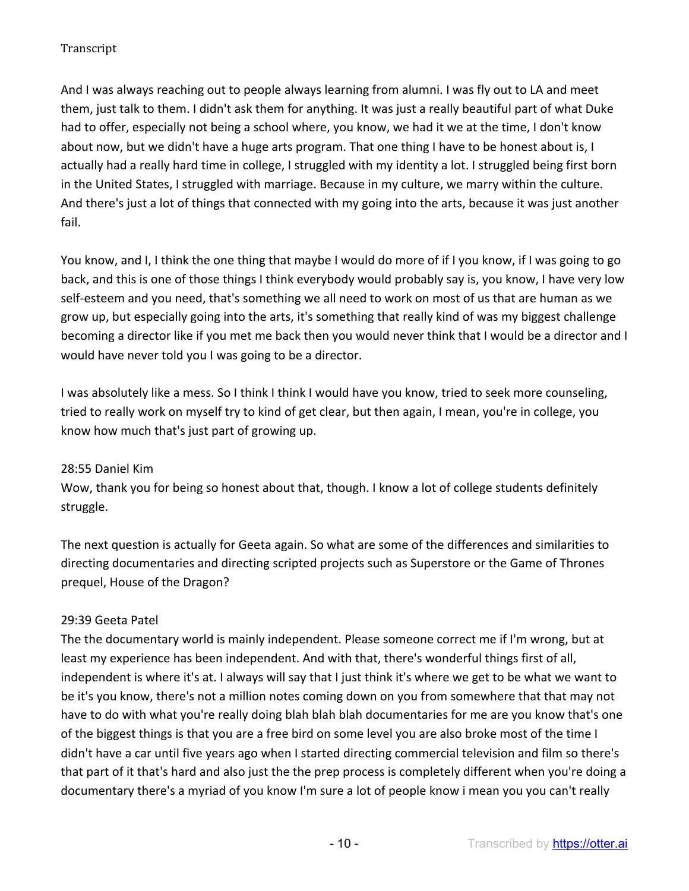And I was always reaching out to people always learning from alumni. I was fly out to LA and meet them, just talk to them. I didn't ask them for anything. It was just a really beautiful part of what Duke had to offer, especially not being a school where, you know, we had it we at the time, I don't know about now, but we didn't have a huge arts program. That one thing I have to be honest about is, I actually had a really hard time in college, I struggled with my identity a lot. I struggled being first born in the United States, I struggled with marriage. Because in my culture, we marry within the culture. And there's just a lot of things that connected with my going into the arts, because it was just another fail.

You know, and I, I think the one thing that maybe I would do more of if I you know, if I was going to go back, and this is one of those things I think everybody would probably say is, you know, I have very low self-esteem and you need, that's something we all need to work on most of us that are human as we grow up, but especially going into the arts, it's something that really kind of was my biggest challenge becoming a director like if you met me back then you would never think that I would be a director and I would have never told you I was going to be a director.

I was absolutely like a mess. So I think I think I would have you know, tried to seek more counseling, tried to really work on myself try to kind of get clear, but then again, I mean, you're in college, you know how much that's just part of growing up.

28:55 Daniel Kim

Wow, thank you for being so honest about that, though. I know a lot of college students definitely struggle.

The next question is actually for Geeta again. So what are some of the differences and similarities to directing documentaries and directing scripted projects such as Superstore or the Game of Thrones prequel, House of the Dragon?

29:39 Geeta Patel

The the documentary world is mainly independent. Please someone correct me if I'm wrong, but at least my experience has been independent. And with that, there's wonderful things first of all, independent is where it's at. I always will say that I just think it's where we get to be what we want to be it's you know, there's not a million notes coming down on you from somewhere that that may not have to do with what you're really doing blah blah blah documentaries for me are you know that's one of the biggest things is that you are a free bird on some level you are also broke most of the time I didn't have a car until five years ago when I started directing commercial television and film so there's that part of it that's hard and also just the the prep process is completely different when you're doing a documentary there's a myriad of you know I'm sure a lot of people know i mean you you can't really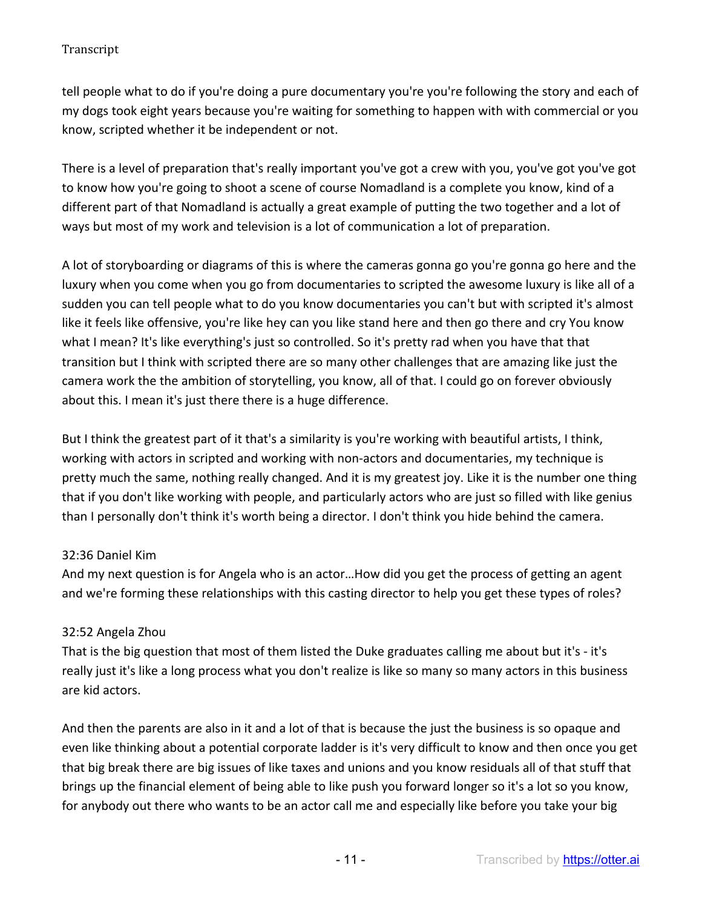tell people what to do if you're doing a pure documentary you're you're following the story and each of my dogs took eight years because you're waiting for something to happen with with commercial or you know, scripted whether it be independent or not.

There is a level of preparation that's really important you've got a crew with you, you've got you've got to know how you're going to shoot a scene of course Nomadland is a complete you know, kind of a different part of that Nomadland is actually a great example of putting the two together and a lot of ways but most of my work and television is a lot of communication a lot of preparation.

A lot of storyboarding or diagrams of this is where the cameras gonna go you're gonna go here and the luxury when you come when you go from documentaries to scripted the awesome luxury is like all of a sudden you can tell people what to do you know documentaries you can't but with scripted it's almost like it feels like offensive, you're like hey can you like stand here and then go there and cry You know what I mean? It's like everything's just so controlled. So it's pretty rad when you have that that transition but I think with scripted there are so many other challenges that are amazing like just the camera work the the ambition of storytelling, you know, all of that. I could go on forever obviously about this. I mean it's just there there is a huge difference.

But I think the greatest part of it that's a similarity is you're working with beautiful artists, I think, working with actors in scripted and working with non-actors and documentaries, my technique is pretty much the same, nothing really changed. And it is my greatest joy. Like it is the number one thing that if you don't like working with people, and particularly actors who are just so filled with like genius than I personally don't think it's worth being a director. I don't think you hide behind the camera.

32:36 Daniel Kim
And my next question is for Angela who is an actor…How did you get the process of getting an agent and we're forming these relationships with this casting director to help you get these types of roles?

32:52 Angela Zhou
That is the big question that most of them listed the Duke graduates calling me about but it's - it's really just it's like a long process what you don't realize is like so many so many actors in this business are kid actors.

And then the parents are also in it and a lot of that is because the just the business is so opaque and even like thinking about a potential corporate ladder is it's very difficult to know and then once you get that big break there are big issues of like taxes and unions and you know residuals all of that stuff that brings up the financial element of being able to like push you forward longer so it's a lot so you know, for anybody out there who wants to be an actor call me and especially like before you take your big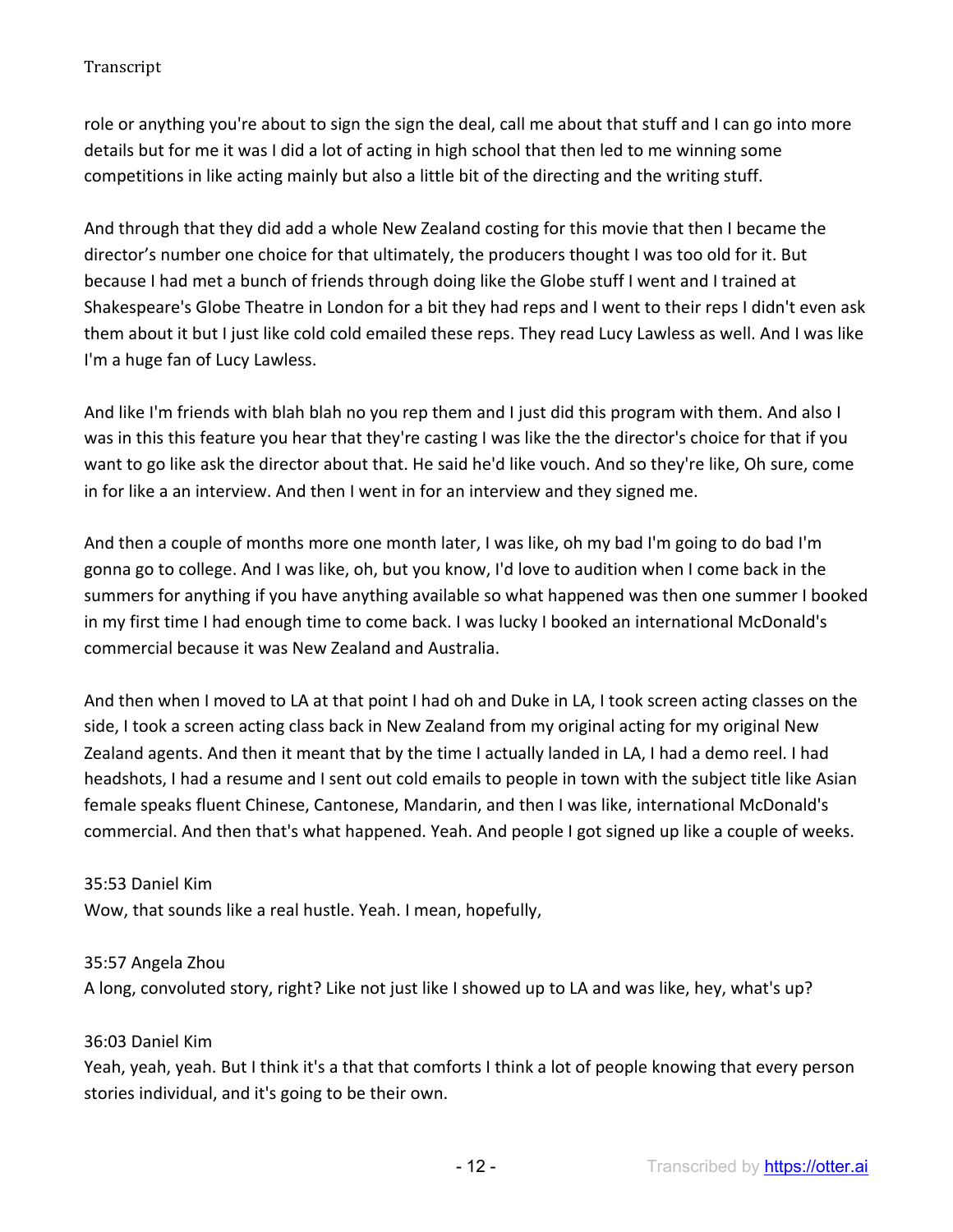role or anything you're about to sign the sign the deal, call me about that stuff and I can go into more details but for me it was I did a lot of acting in high school that then led to me winning some competitions in like acting mainly but also a little bit of the directing and the writing stuff.

And through that they did add a whole New Zealand costing for this movie that then I became the director's number one choice for that ultimately, the producers thought I was too old for it. But because I had met a bunch of friends through doing like the Globe stuff I went and I trained at Shakespeare's Globe Theatre in London for a bit they had reps and I went to their reps I didn't even ask them about it but I just like cold cold emailed these reps. They read Lucy Lawless as well. And I was like I'm a huge fan of Lucy Lawless.

And like I'm friends with blah blah no you rep them and I just did this program with them. And also I was in this this feature you hear that they're casting I was like the the director's choice for that if you want to go like ask the director about that. He said he'd like vouch. And so they're like, Oh sure, come in for like a an interview. And then I went in for an interview and they signed me.

And then a couple of months more one month later, I was like, oh my bad I'm going to do bad I'm gonna go to college. And I was like, oh, but you know, I'd love to audition when I come back in the summers for anything if you have anything available so what happened was then one summer I booked in my first time I had enough time to come back. I was lucky I booked an international McDonald's commercial because it was New Zealand and Australia.

And then when I moved to LA at that point I had oh and Duke in LA, I took screen acting classes on the side, I took a screen acting class back in New Zealand from my original acting for my original New Zealand agents. And then it meant that by the time I actually landed in LA, I had a demo reel. I had headshots, I had a resume and I sent out cold emails to people in town with the subject title like Asian female speaks fluent Chinese, Cantonese, Mandarin, and then I was like, international McDonald's commercial. And then that's what happened. Yeah. And people I got signed up like a couple of weeks.

35:53 Daniel Kim
Wow, that sounds like a real hustle. Yeah. I mean, hopefully,

35:57 Angela Zhou
A long, convoluted story, right? Like not just like I showed up to LA and was like, hey, what's up?

36:03 Daniel Kim
Yeah, yeah, yeah. But I think it's a that that comforts I think a lot of people knowing that every person stories individual, and it's going to be their own.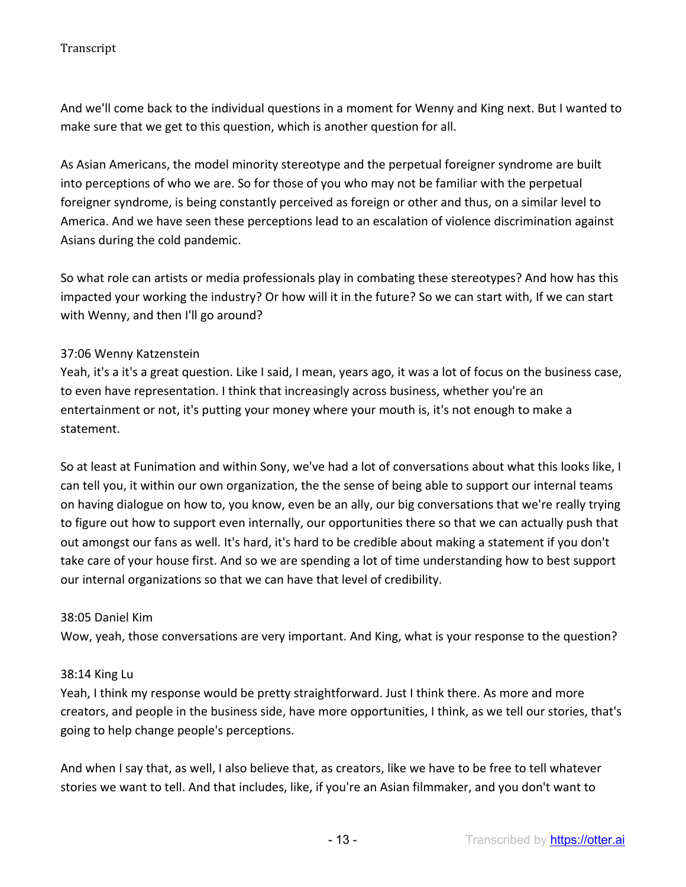And we'll come back to the individual questions in a moment for Wenny and King next. But I wanted to make sure that we get to this question, which is another question for all.

As Asian Americans, the model minority stereotype and the perpetual foreigner syndrome are built into perceptions of who we are. So for those of you who may not be familiar with the perpetual foreigner syndrome, is being constantly perceived as foreign or other and thus, on a similar level to America. And we have seen these perceptions lead to an escalation of violence discrimination against Asians during the cold pandemic.

So what role can artists or media professionals play in combating these stereotypes? And how has this impacted your working the industry? Or how will it in the future? So we can start with, If we can start with Wenny, and then I'll go around?

37:06 Wenny Katzenstein

Yeah, it's a it's a great question. Like I said, I mean, years ago, it was a lot of focus on the business case, to even have representation. I think that increasingly across business, whether you're an entertainment or not, it's putting your money where your mouth is, it's not enough to make a statement.

So at least at Funimation and within Sony, we've had a lot of conversations about what this looks like, I can tell you, it within our own organization, the the sense of being able to support our internal teams on having dialogue on how to, you know, even be an ally, our big conversations that we're really trying to figure out how to support even internally, our opportunities there so that we can actually push that out amongst our fans as well. It's hard, it's hard to be credible about making a statement if you don't take care of your house first. And so we are spending a lot of time understanding how to best support our internal organizations so that we can have that level of credibility.

38:05 Daniel Kim

Wow, yeah, those conversations are very important. And King, what is your response to the question?

38:14 King Lu

Yeah, I think my response would be pretty straightforward. Just I think there. As more and more creators, and people in the business side, have more opportunities, I think, as we tell our stories, that's going to help change people's perceptions.

And when I say that, as well, I also believe that, as creators, like we have to be free to tell whatever stories we want to tell. And that includes, like, if you're an Asian filmmaker, and you don't want to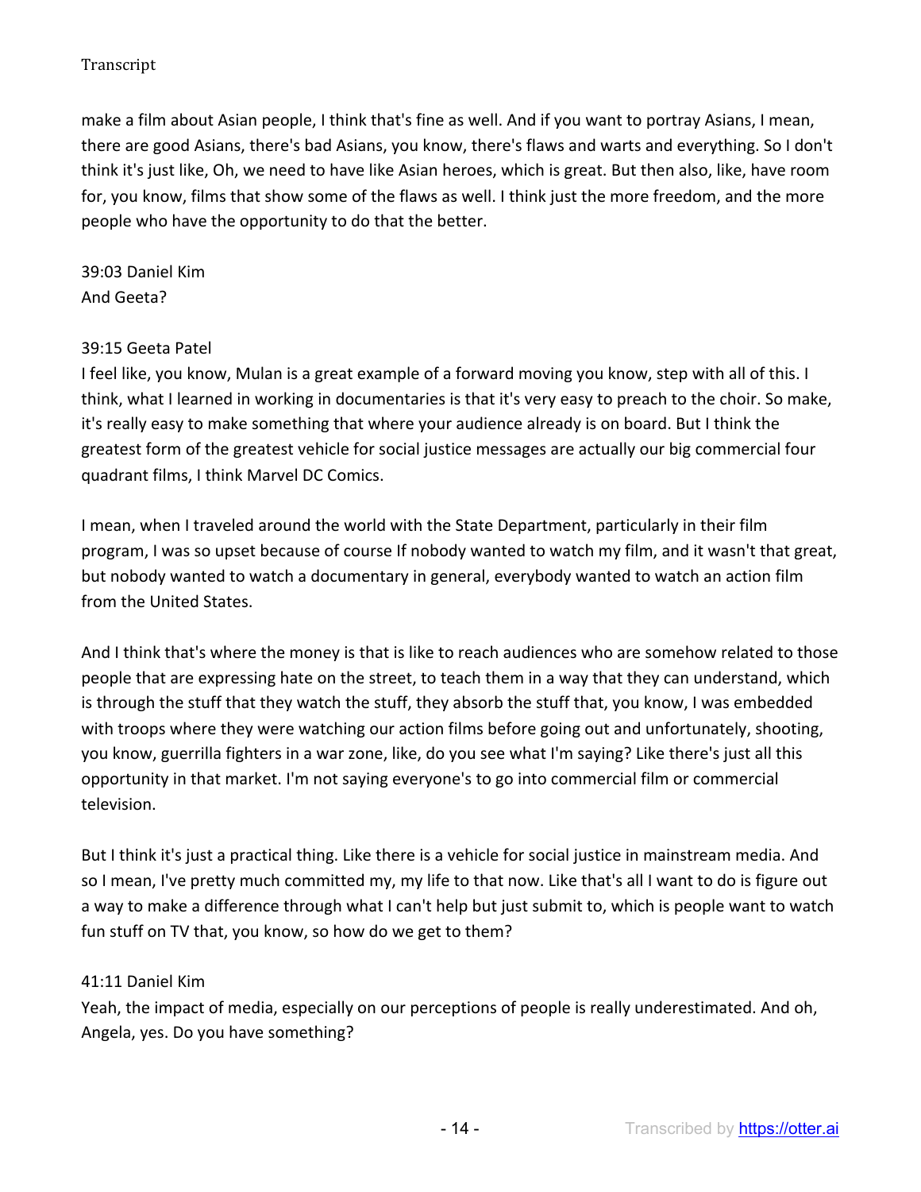make a film about Asian people, I think that's fine as well. And if you want to portray Asians, I mean, there are good Asians, there's bad Asians, you know, there's flaws and warts and everything. So I don't think it's just like, Oh, we need to have like Asian heroes, which is great. But then also, like, have room for, you know, films that show some of the flaws as well. I think just the more freedom, and the more people who have the opportunity to do that the better.

39:03 Daniel Kim
And Geeta?

39:15 Geeta Patel
I feel like, you know, Mulan is a great example of a forward moving you know, step with all of this. I think, what I learned in working in documentaries is that it's very easy to preach to the choir. So make, it's really easy to make something that where your audience already is on board. But I think the greatest form of the greatest vehicle for social justice messages are actually our big commercial four quadrant films, I think Marvel DC Comics.

I mean, when I traveled around the world with the State Department, particularly in their film program, I was so upset because of course If nobody wanted to watch my film, and it wasn't that great, but nobody wanted to watch a documentary in general, everybody wanted to watch an action film from the United States.

And I think that's where the money is that is like to reach audiences who are somehow related to those people that are expressing hate on the street, to teach them in a way that they can understand, which is through the stuff that they watch the stuff, they absorb the stuff that, you know, I was embedded with troops where they were watching our action films before going out and unfortunately, shooting, you know, guerrilla fighters in a war zone, like, do you see what I'm saying? Like there's just all this opportunity in that market. I'm not saying everyone's to go into commercial film or commercial television.

But I think it's just a practical thing. Like there is a vehicle for social justice in mainstream media. And so I mean, I've pretty much committed my, my life to that now. Like that's all I want to do is figure out a way to make a difference through what I can't help but just submit to, which is people want to watch fun stuff on TV that, you know, so how do we get to them?

41:11 Daniel Kim
Yeah, the impact of media, especially on our perceptions of people is really underestimated. And oh, Angela, yes. Do you have something?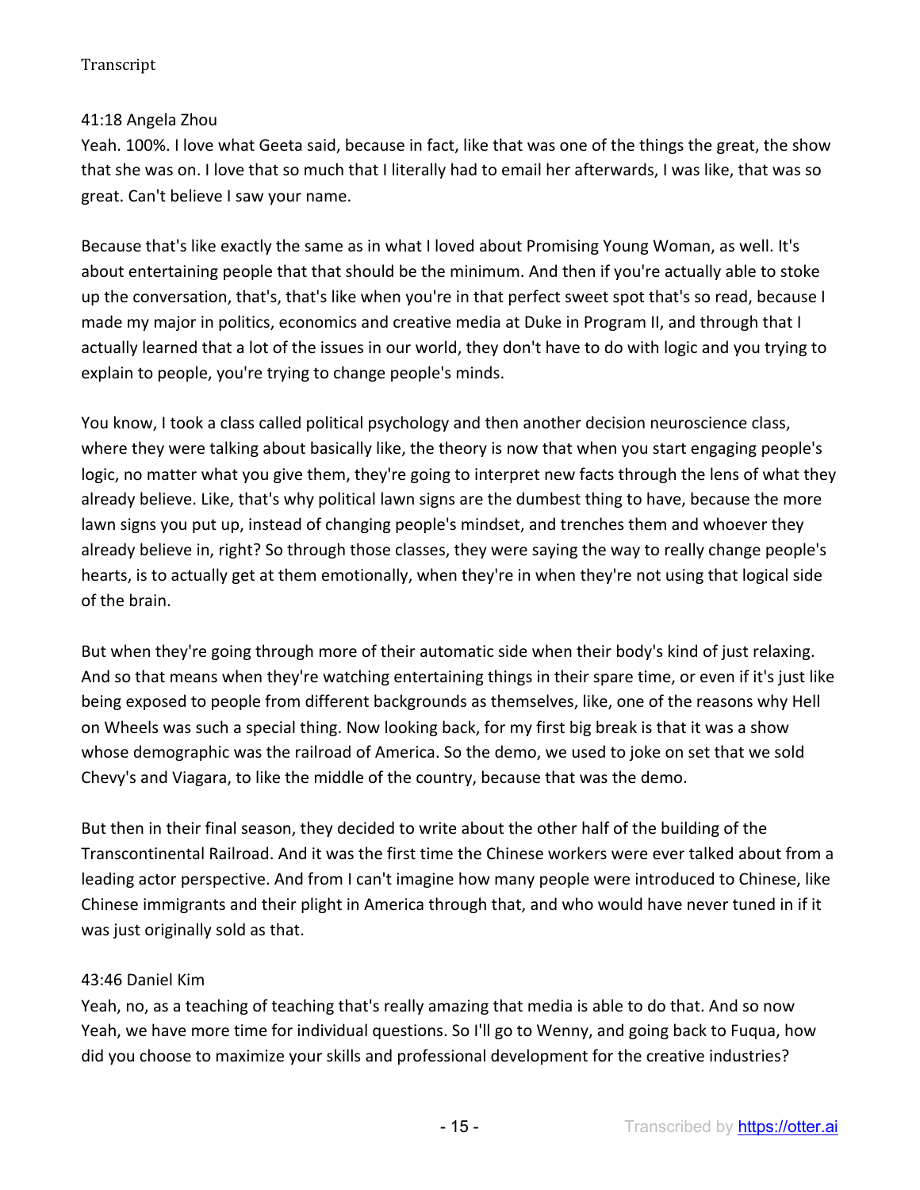Transcript

41:18 Angela Zhou

Yeah. 100%. I love what Geeta said, because in fact, like that was one of the things the great, the show that she was on. I love that so much that I literally had to email her afterwards, I was like, that was so great. Can't believe I saw your name.

Because that's like exactly the same as in what I loved about Promising Young Woman, as well. It's about entertaining people that that should be the minimum. And then if you're actually able to stoke up the conversation, that's, that's like when you're in that perfect sweet spot that's so read, because I made my major in politics, economics and creative media at Duke in Program II, and through that I actually learned that a lot of the issues in our world, they don't have to do with logic and you trying to explain to people, you're trying to change people's minds.

You know, I took a class called political psychology and then another decision neuroscience class, where they were talking about basically like, the theory is now that when you start engaging people's logic, no matter what you give them, they're going to interpret new facts through the lens of what they already believe. Like, that's why political lawn signs are the dumbest thing to have, because the more lawn signs you put up, instead of changing people's mindset, and trenches them and whoever they already believe in, right? So through those classes, they were saying the way to really change people's hearts, is to actually get at them emotionally, when they're in when they're not using that logical side of the brain.

But when they're going through more of their automatic side when their body's kind of just relaxing. And so that means when they're watching entertaining things in their spare time, or even if it's just like being exposed to people from different backgrounds as themselves, like, one of the reasons why Hell on Wheels was such a special thing. Now looking back, for my first big break is that it was a show whose demographic was the railroad of America. So the demo, we used to joke on set that we sold Chevy's and Viagara, to like the middle of the country, because that was the demo.

But then in their final season, they decided to write about the other half of the building of the Transcontinental Railroad. And it was the first time the Chinese workers were ever talked about from a leading actor perspective. And from I can't imagine how many people were introduced to Chinese, like Chinese immigrants and their plight in America through that, and who would have never tuned in if it was just originally sold as that.

43:46 Daniel Kim

Yeah, no, as a teaching of teaching that's really amazing that media is able to do that. And so now Yeah, we have more time for individual questions. So I'll go to Wenny, and going back to Fuqua, how did you choose to maximize your skills and professional development for the creative industries?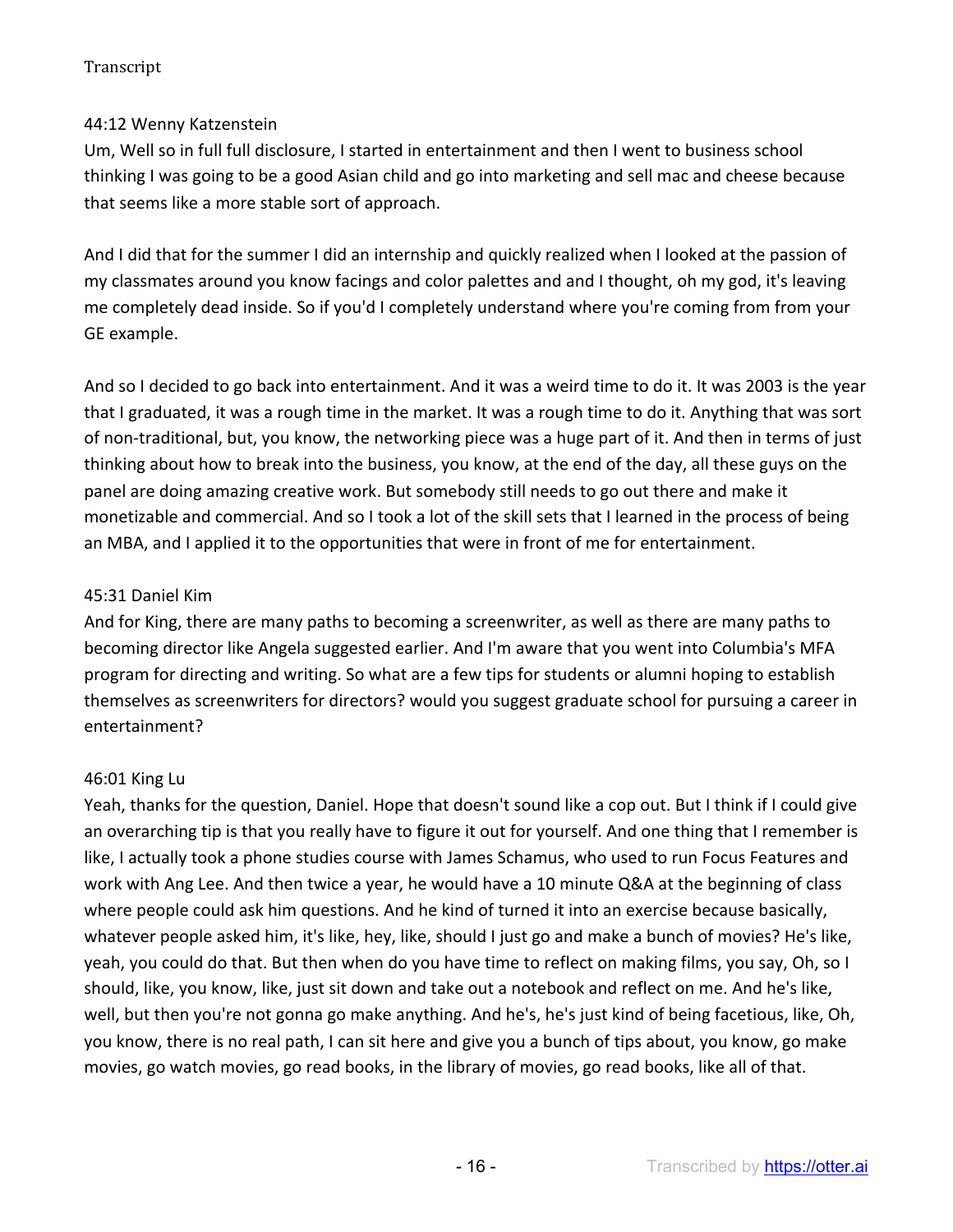44:12 Wenny Katzenstein

Um, Well so in full full disclosure, I started in entertainment and then I went to business school thinking I was going to be a good Asian child and go into marketing and sell mac and cheese because that seems like a more stable sort of approach.

And I did that for the summer I did an internship and quickly realized when I looked at the passion of my classmates around you know facings and color palettes and and I thought, oh my god, it's leaving me completely dead inside. So if you'd I completely understand where you're coming from from your GE example.

And so I decided to go back into entertainment. And it was a weird time to do it. It was 2003 is the year that I graduated, it was a rough time in the market. It was a rough time to do it. Anything that was sort of non-traditional, but, you know, the networking piece was a huge part of it. And then in terms of just thinking about how to break into the business, you know, at the end of the day, all these guys on the panel are doing amazing creative work. But somebody still needs to go out there and make it monetizable and commercial. And so I took a lot of the skill sets that I learned in the process of being an MBA, and I applied it to the opportunities that were in front of me for entertainment.

45:31 Daniel Kim

And for King, there are many paths to becoming a screenwriter, as well as there are many paths to becoming director like Angela suggested earlier. And I'm aware that you went into Columbia's MFA program for directing and writing. So what are a few tips for students or alumni hoping to establish themselves as screenwriters for directors? would you suggest graduate school for pursuing a career in entertainment?

46:01 King Lu

Yeah, thanks for the question, Daniel. Hope that doesn't sound like a cop out. But I think if I could give an overarching tip is that you really have to figure it out for yourself. And one thing that I remember is like, I actually took a phone studies course with James Schamus, who used to run Focus Features and work with Ang Lee. And then twice a year, he would have a 10 minute Q&A at the beginning of class where people could ask him questions. And he kind of turned it into an exercise because basically, whatever people asked him, it's like, hey, like, should I just go and make a bunch of movies? He's like, yeah, you could do that. But then when do you have time to reflect on making films, you say, Oh, so I should, like, you know, like, just sit down and take out a notebook and reflect on me. And he's like, well, but then you're not gonna go make anything. And he's, he's just kind of being facetious, like, Oh, you know, there is no real path, I can sit here and give you a bunch of tips about, you know, go make movies, go watch movies, go read books, in the library of movies, go read books, like all of that.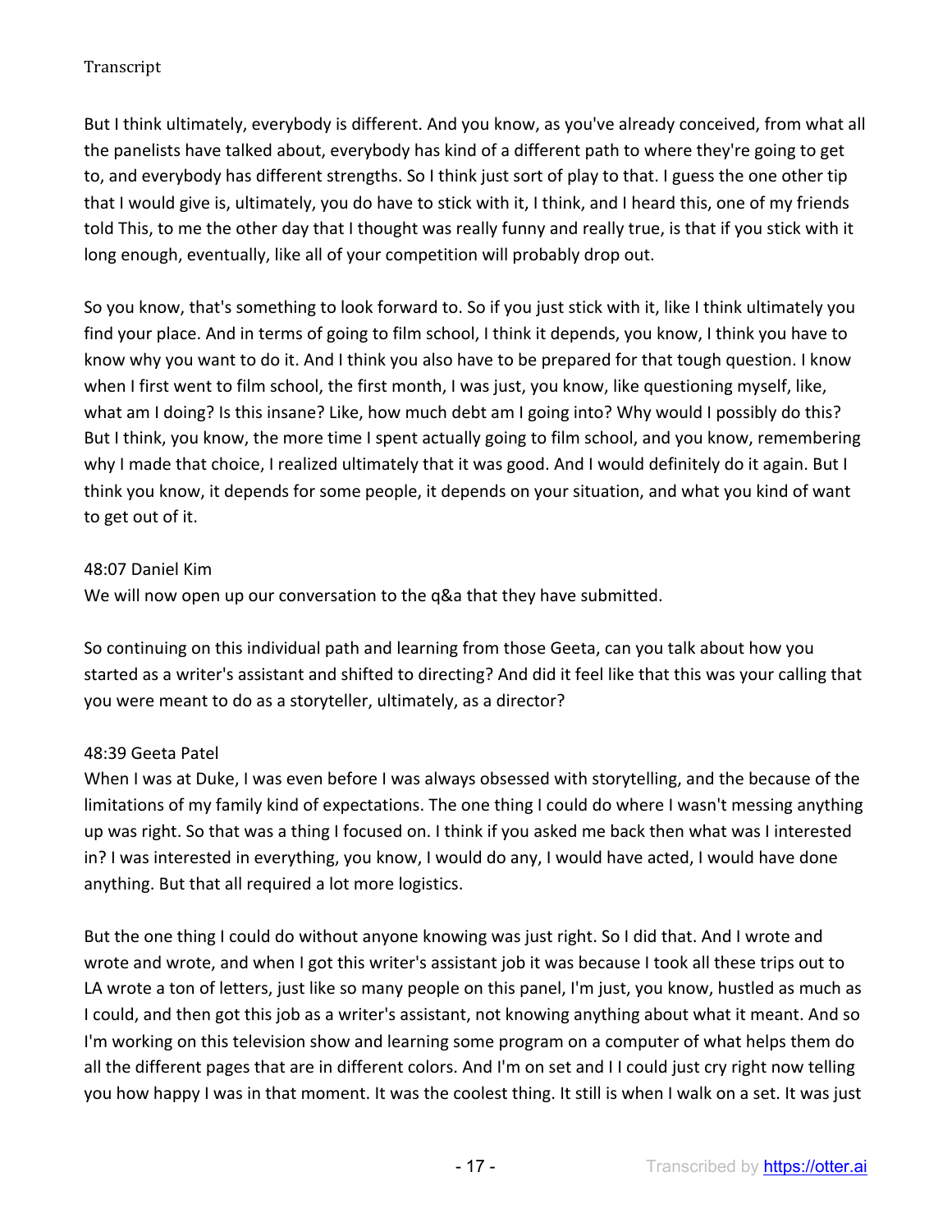But I think ultimately, everybody is different. And you know, as you've already conceived, from what all the panelists have talked about, everybody has kind of a different path to where they're going to get to, and everybody has different strengths. So I think just sort of play to that. I guess the one other tip that I would give is, ultimately, you do have to stick with it, I think, and I heard this, one of my friends told This, to me the other day that I thought was really funny and really true, is that if you stick with it long enough, eventually, like all of your competition will probably drop out.

So you know, that's something to look forward to. So if you just stick with it, like I think ultimately you find your place. And in terms of going to film school, I think it depends, you know, I think you have to know why you want to do it. And I think you also have to be prepared for that tough question. I know when I first went to film school, the first month, I was just, you know, like questioning myself, like, what am I doing? Is this insane? Like, how much debt am I going into? Why would I possibly do this? But I think, you know, the more time I spent actually going to film school, and you know, remembering why I made that choice, I realized ultimately that it was good. And I would definitely do it again. But I think you know, it depends for some people, it depends on your situation, and what you kind of want to get out of it.

48:07 Daniel Kim
We will now open up our conversation to the q&a that they have submitted.

So continuing on this individual path and learning from those Geeta, can you talk about how you started as a writer's assistant and shifted to directing? And did it feel like that this was your calling that you were meant to do as a storyteller, ultimately, as a director?

48:39 Geeta Patel
When I was at Duke, I was even before I was always obsessed with storytelling, and the because of the limitations of my family kind of expectations. The one thing I could do where I wasn't messing anything up was right. So that was a thing I focused on. I think if you asked me back then what was I interested in? I was interested in everything, you know, I would do any, I would have acted, I would have done anything. But that all required a lot more logistics.

But the one thing I could do without anyone knowing was just right. So I did that. And I wrote and wrote and wrote, and when I got this writer's assistant job it was because I took all these trips out to LA wrote a ton of letters, just like so many people on this panel, I'm just, you know, hustled as much as I could, and then got this job as a writer's assistant, not knowing anything about what it meant. And so I'm working on this television show and learning some program on a computer of what helps them do all the different pages that are in different colors. And I'm on set and I I could just cry right now telling you how happy I was in that moment. It was the coolest thing. It still is when I walk on a set. It was just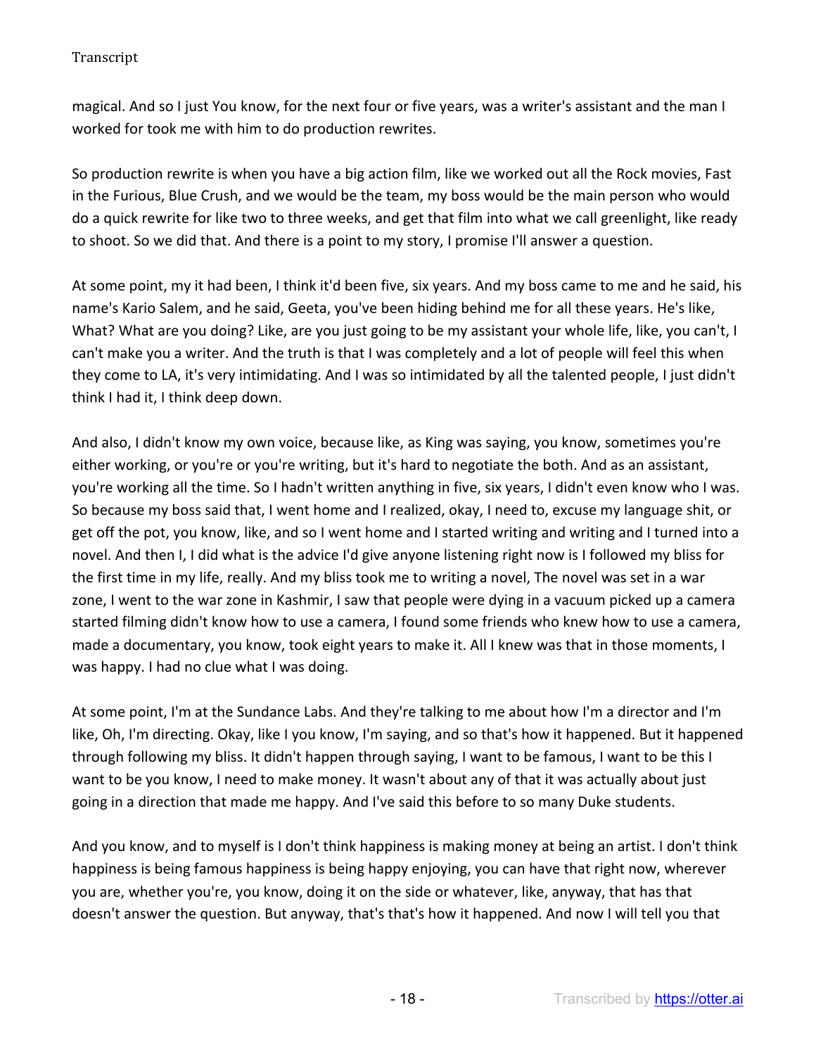magical. And so I just You know, for the next four or five years, was a writer's assistant and the man I worked for took me with him to do production rewrites.

So production rewrite is when you have a big action film, like we worked out all the Rock movies, Fast in the Furious, Blue Crush, and we would be the team, my boss would be the main person who would do a quick rewrite for like two to three weeks, and get that film into what we call greenlight, like ready to shoot. So we did that. And there is a point to my story, I promise I'll answer a question.

At some point, my it had been, I think it'd been five, six years. And my boss came to me and he said, his name's Kario Salem, and he said, Geeta, you've been hiding behind me for all these years. He's like, What? What are you doing? Like, are you just going to be my assistant your whole life, like, you can't, I can't make you a writer. And the truth is that I was completely and a lot of people will feel this when they come to LA, it's very intimidating. And I was so intimidated by all the talented people, I just didn't think I had it, I think deep down.

And also, I didn't know my own voice, because like, as King was saying, you know, sometimes you're either working, or you're or you're writing, but it's hard to negotiate the both. And as an assistant, you're working all the time. So I hadn't written anything in five, six years, I didn't even know who I was. So because my boss said that, I went home and I realized, okay, I need to, excuse my language shit, or get off the pot, you know, like, and so I went home and I started writing and writing and I turned into a novel. And then I, I did what is the advice I'd give anyone listening right now is I followed my bliss for the first time in my life, really. And my bliss took me to writing a novel, The novel was set in a war zone, I went to the war zone in Kashmir, I saw that people were dying in a vacuum picked up a camera started filming didn't know how to use a camera, I found some friends who knew how to use a camera, made a documentary, you know, took eight years to make it. All I knew was that in those moments, I was happy. I had no clue what I was doing.

At some point, I'm at the Sundance Labs. And they're talking to me about how I'm a director and I'm like, Oh, I'm directing. Okay, like I you know, I'm saying, and so that's how it happened. But it happened through following my bliss. It didn't happen through saying, I want to be famous, I want to be this I want to be you know, I need to make money. It wasn't about any of that it was actually about just going in a direction that made me happy. And I've said this before to so many Duke students.

And you know, and to myself is I don't think happiness is making money at being an artist. I don't think happiness is being famous happiness is being happy enjoying, you can have that right now, wherever you are, whether you're, you know, doing it on the side or whatever, like, anyway, that has that doesn't answer the question. But anyway, that's that's how it happened. And now I will tell you that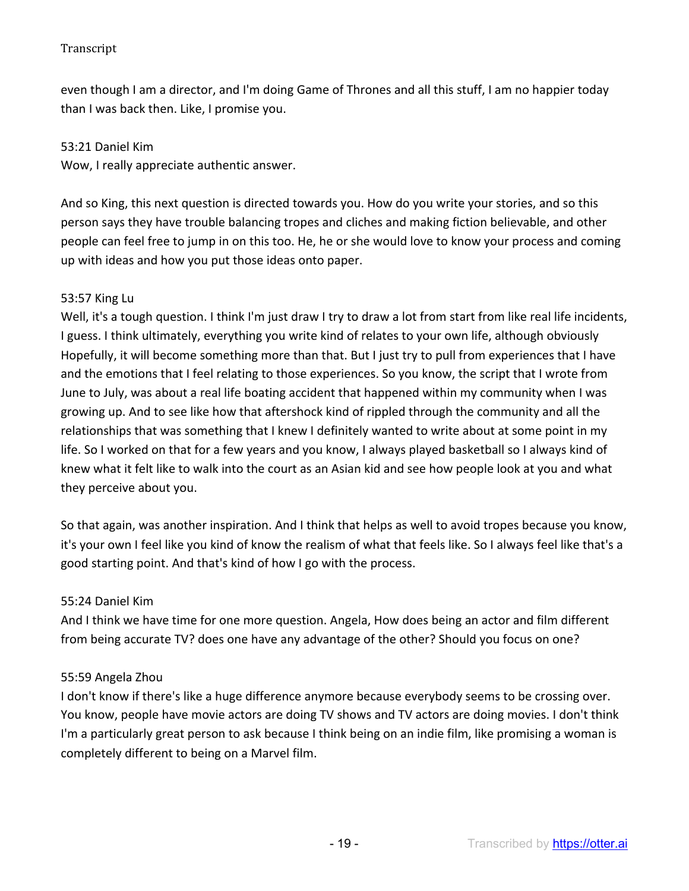even though I am a director, and I'm doing Game of Thrones and all this stuff, I am no happier today than I was back then. Like, I promise you.

53:21 Daniel Kim
Wow, I really appreciate authentic answer.

And so King, this next question is directed towards you. How do you write your stories, and so this person says they have trouble balancing tropes and cliches and making fiction believable, and other people can feel free to jump in on this too. He, he or she would love to know your process and coming up with ideas and how you put those ideas onto paper.

53:57 King Lu
Well, it's a tough question. I think I'm just draw I try to draw a lot from start from like real life incidents, I guess. I think ultimately, everything you write kind of relates to your own life, although obviously Hopefully, it will become something more than that. But I just try to pull from experiences that I have and the emotions that I feel relating to those experiences. So you know, the script that I wrote from June to July, was about a real life boating accident that happened within my community when I was growing up. And to see like how that aftershock kind of rippled through the community and all the relationships that was something that I knew I definitely wanted to write about at some point in my life. So I worked on that for a few years and you know, I always played basketball so I always kind of knew what it felt like to walk into the court as an Asian kid and see how people look at you and what they perceive about you.

So that again, was another inspiration. And I think that helps as well to avoid tropes because you know, it's your own I feel like you kind of know the realism of what that feels like. So I always feel like that's a good starting point. And that's kind of how I go with the process.

55:24 Daniel Kim
And I think we have time for one more question. Angela, How does being an actor and film different from being accurate TV? does one have any advantage of the other? Should you focus on one?

55:59 Angela Zhou
I don't know if there's like a huge difference anymore because everybody seems to be crossing over. You know, people have movie actors are doing TV shows and TV actors are doing movies. I don't think I'm a particularly great person to ask because I think being on an indie film, like promising a woman is completely different to being on a Marvel film.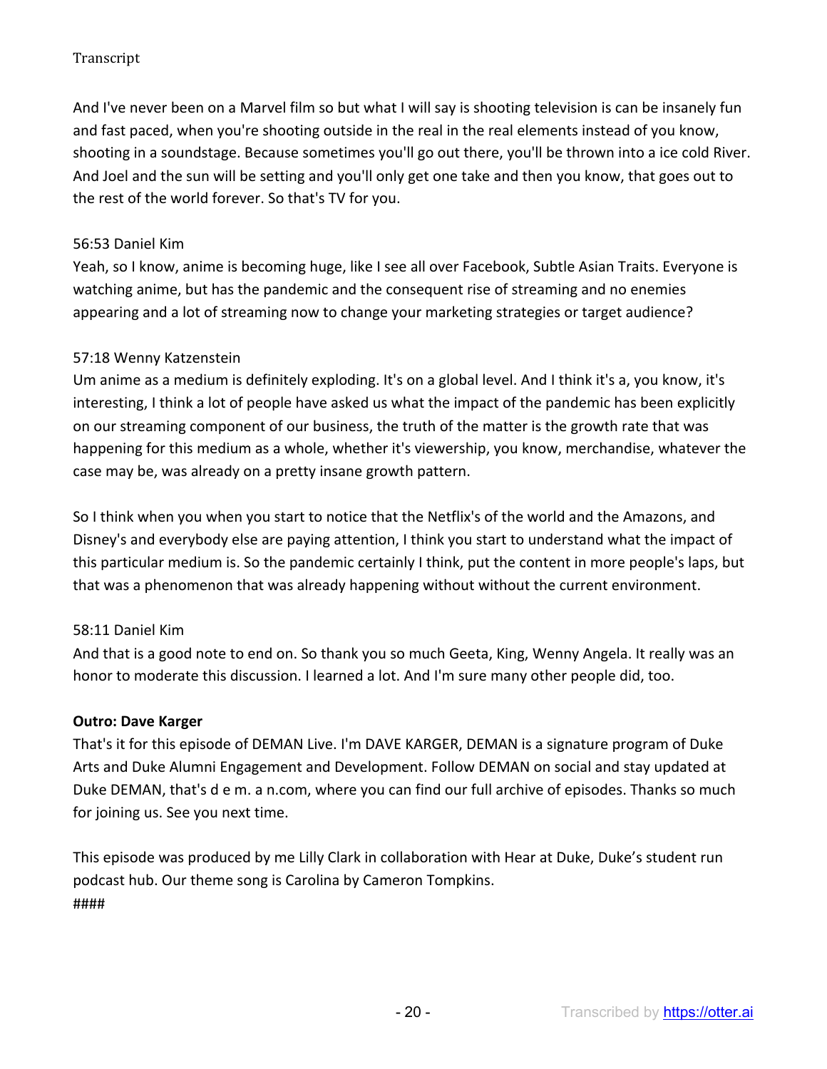And I've never been on a Marvel film so but what I will say is shooting television is can be insanely fun and fast paced, when you're shooting outside in the real in the real elements instead of you know, shooting in a soundstage. Because sometimes you'll go out there, you'll be thrown into a ice cold River. And Joel and the sun will be setting and you'll only get one take and then you know, that goes out to the rest of the world forever. So that's TV for you.

56:53 Daniel Kim

Yeah, so I know, anime is becoming huge, like I see all over Facebook, Subtle Asian Traits. Everyone is watching anime, but has the pandemic and the consequent rise of streaming and no enemies appearing and a lot of streaming now to change your marketing strategies or target audience?

57:18 Wenny Katzenstein

Um anime as a medium is definitely exploding. It's on a global level. And I think it's a, you know, it's interesting, I think a lot of people have asked us what the impact of the pandemic has been explicitly on our streaming component of our business, the truth of the matter is the growth rate that was happening for this medium as a whole, whether it's viewership, you know, merchandise, whatever the case may be, was already on a pretty insane growth pattern.

So I think when you when you start to notice that the Netflix's of the world and the Amazons, and Disney's and everybody else are paying attention, I think you start to understand what the impact of this particular medium is. So the pandemic certainly I think, put the content in more people's laps, but that was a phenomenon that was already happening without without the current environment.

58:11 Daniel Kim

And that is a good note to end on. So thank you so much Geeta, King, Wenny Angela. It really was an honor to moderate this discussion. I learned a lot. And I'm sure many other people did, too.

**Outro: Dave Karger**

That's it for this episode of DEMAN Live. I'm DAVE KARGER, DEMAN is a signature program of Duke Arts and Duke Alumni Engagement and Development. Follow DEMAN on social and stay updated at Duke DEMAN, that's d e m. a n.com, where you can find our full archive of episodes. Thanks so much for joining us. See you next time.

This episode was produced by me Lilly Clark in collaboration with Hear at Duke, Duke's student run podcast hub. Our theme song is Carolina by Cameron Tompkins.
####